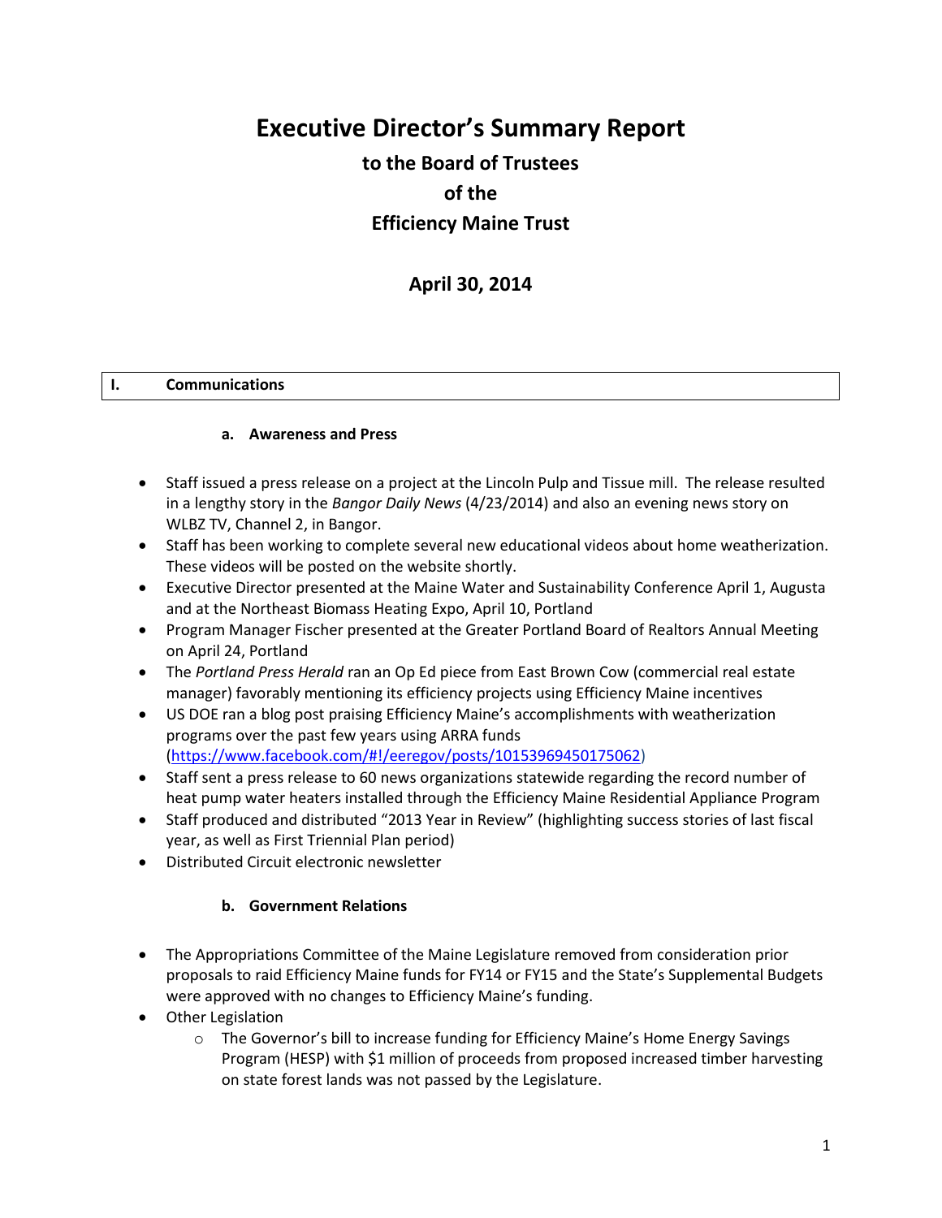# Executive Director's Summary Report

## to the Board of Trustees

## of the

## Efficiency Maine Trust

## April 30, 2014

## I. Communications

### a. Awareness and Press

- Staff issued a press release on a project at the Lincoln Pulp and Tissue mill. The release resulted in a lengthy story in the *Bangor Daily News* (4/23/2014) and also an evening news story on WLBZ TV, Channel 2, in Bangor.
- Staff has been working to complete several new educational videos about home weatherization. These videos will be posted on the website shortly.
- Executive Director presented at the Maine Water and Sustainability Conference April 1, Augusta and at the Northeast Biomass Heating Expo, April 10, Portland
- Program Manager Fischer presented at the Greater Portland Board of Realtors Annual Meeting on April 24, Portland
- The *Portland Press Herald* ran an Op Ed piece from East Brown Cow (commercial real estate manager) favorably mentioning its efficiency projects using Efficiency Maine incentives
- US DOE ran a blog post praising Efficiency Maine's accomplishments with weatherization programs over the past few years using ARRA funds (https://www.facebook.com/#!/eeregov/posts/10153969450175062)
- Staff sent a press release to 60 news organizations statewide regarding the record number of heat pump water heaters installed through the Efficiency Maine Residential Appliance Program
- Staff produced and distributed "2013 Year in Review" (highlighting success stories of last fiscal year, as well as First Triennial Plan period)
- Distributed Circuit electronic newsletter

### b. Government Relations

- The Appropriations Committee of the Maine Legislature removed from consideration prior proposals to raid Efficiency Maine funds for FY14 or FY15 and the State's Supplemental Budgets were approved with no changes to Efficiency Maine's funding.
- Other Legislation
  - The Governor's bill to increase funding for Efficiency Maine's Home Energy Savings Program (HESP) with $1 million of proceeds from proposed increased timber harvesting on state forest lands was not passed by the Legislature.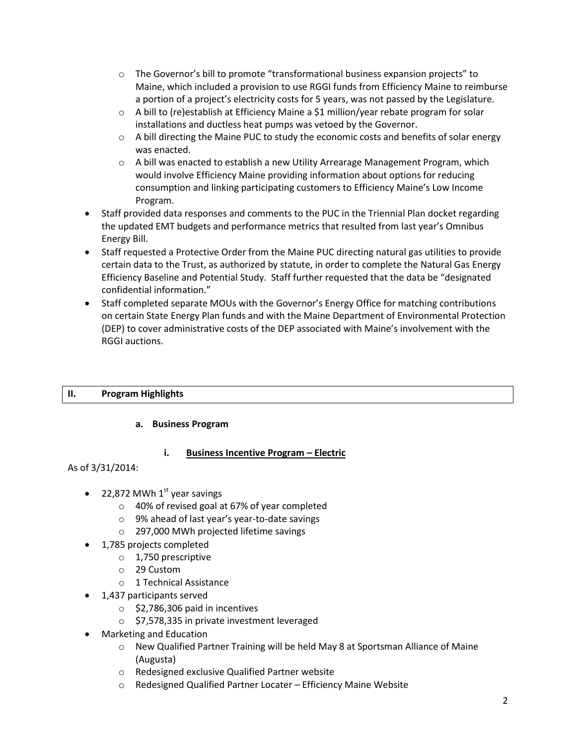- The Governor's bill to promote "transformational business expansion projects" to Maine, which included a provision to use RGGI funds from Efficiency Maine to reimburse a portion of a project's electricity costs for 5 years, was not passed by the Legislature.
  - A bill to (re)establish at Efficiency Maine a $1 million/year rebate program for solar installations and ductless heat pumps was vetoed by the Governor.
  - A bill directing the Maine PUC to study the economic costs and benefits of solar energy was enacted.
  - A bill was enacted to establish a new Utility Arrearage Management Program, which would involve Efficiency Maine providing information about options for reducing consumption and linking participating customers to Efficiency Maine's Low Income Program.
- Staff provided data responses and comments to the PUC in the Triennial Plan docket regarding the updated EMT budgets and performance metrics that resulted from last year's Omnibus Energy Bill.
- Staff requested a Protective Order from the Maine PUC directing natural gas utilities to provide certain data to the Trust, as authorized by statute, in order to complete the Natural Gas Energy Efficiency Baseline and Potential Study. Staff further requested that the data be "designated confidential information."
- Staff completed separate MOUs with the Governor's Energy Office for matching contributions on certain State Energy Plan funds and with the Maine Department of Environmental Protection (DEP) to cover administrative costs of the DEP associated with Maine's involvement with the RGGI auctions.

## II. Program Highlights

### a. Business Program

#### i. Business Incentive Program – Electric

As of 3/31/2014:

- 22,872 MWh 1st year savings
  - 40% of revised goal at 67% of year completed
  - 9% ahead of last year's year-to-date savings
  - 297,000 MWh projected lifetime savings
- 1,785 projects completed
  - 1,750 prescriptive
  - 29 Custom
  - 1 Technical Assistance
- 1,437 participants served
  - $2,786,306 paid in incentives
  - $7,578,335 in private investment leveraged
- Marketing and Education
  - New Qualified Partner Training will be held May 8 at Sportsman Alliance of Maine (Augusta)
  - Redesigned exclusive Qualified Partner website
  - Redesigned Qualified Partner Locater – Efficiency Maine Website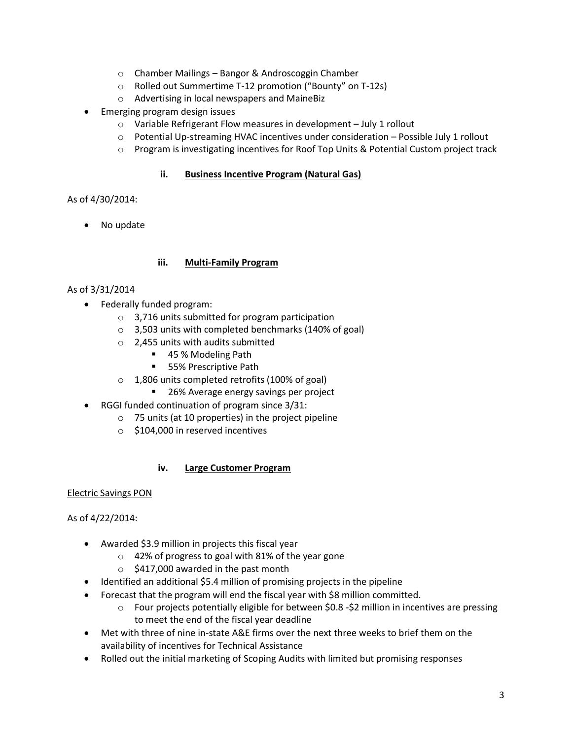- Chamber Mailings – Bangor & Androscoggin Chamber
   - Rolled out Summertime T-12 promotion ("Bounty" on T-12s)
   - Advertising in local newspapers and MaineBiz
- Emerging program design issues
   - Variable Refrigerant Flow measures in development – July 1 rollout
   - Potential Up-streaming HVAC incentives under consideration – Possible July 1 rollout
   - Program is investigating incentives for Roof Top Units & Potential Custom project track

### ii. Business Incentive Program (Natural Gas)

As of 4/30/2014:

- No update

### iii. Multi-Family Program

As of 3/31/2014

- Federally funded program:
   - 3,716 units submitted for program participation
   - 3,503 units with completed benchmarks (140% of goal)
   - 2,455 units with audits submitted
      - 45 % Modeling Path
      - 55% Prescriptive Path
   - 1,806 units completed retrofits (100% of goal)
      - 26% Average energy savings per project
- RGGI funded continuation of program since 3/31:
   - 75 units (at 10 properties) in the project pipeline
   - $104,000 in reserved incentives

### iv. Large Customer Program

Electric Savings PON

As of 4/22/2014:

- Awarded $3.9 million in projects this fiscal year
   - 42% of progress to goal with 81% of the year gone
   - $417,000 awarded in the past month
- Identified an additional $5.4 million of promising projects in the pipeline
- Forecast that the program will end the fiscal year with $8 million committed.
   - Four projects potentially eligible for between $0.8 -$2 million in incentives are pressing to meet the end of the fiscal year deadline
- Met with three of nine in-state A&E firms over the next three weeks to brief them on the availability of incentives for Technical Assistance
- Rolled out the initial marketing of Scoping Audits with limited but promising responses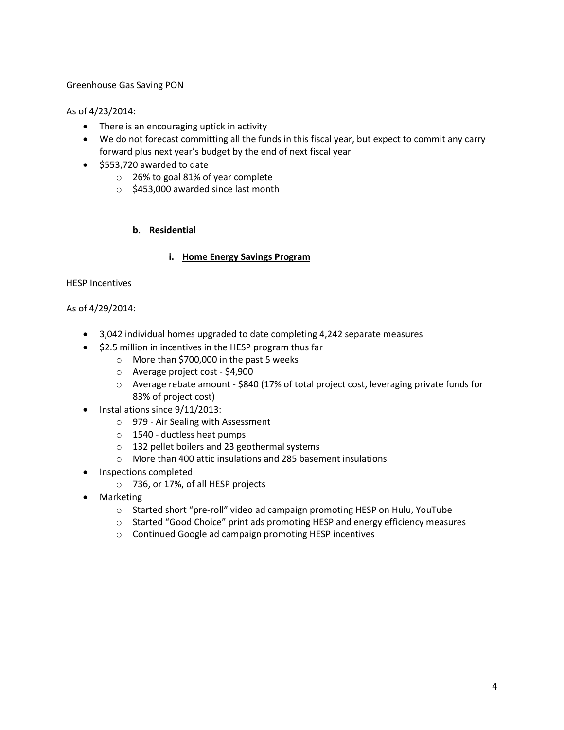Greenhouse Gas Saving PON

As of 4/23/2014:

- There is an encouraging uptick in activity
- We do not forecast committing all the funds in this fiscal year, but expect to commit any carry forward plus next year's budget by the end of next fiscal year
- $553,720 awarded to date
  - 26% to goal 81% of year complete
  - $453,000 awarded since last month

### b. Residential

#### i. Home Energy Savings Program

HESP Incentives

As of 4/29/2014:

- 3,042 individual homes upgraded to date completing 4,242 separate measures
- $2.5 million in incentives in the HESP program thus far
  - More than $700,000 in the past 5 weeks
  - Average project cost - $4,900
  - Average rebate amount - $840 (17% of total project cost, leveraging private funds for 83% of project cost)
- Installations since 9/11/2013:
  - 979 - Air Sealing with Assessment
  - 1540 - ductless heat pumps
  - 132 pellet boilers and 23 geothermal systems
  - More than 400 attic insulations and 285 basement insulations
- Inspections completed
  - 736, or 17%, of all HESP projects
- Marketing
  - Started short "pre-roll" video ad campaign promoting HESP on Hulu, YouTube
  - Started "Good Choice" print ads promoting HESP and energy efficiency measures
  - Continued Google ad campaign promoting HESP incentives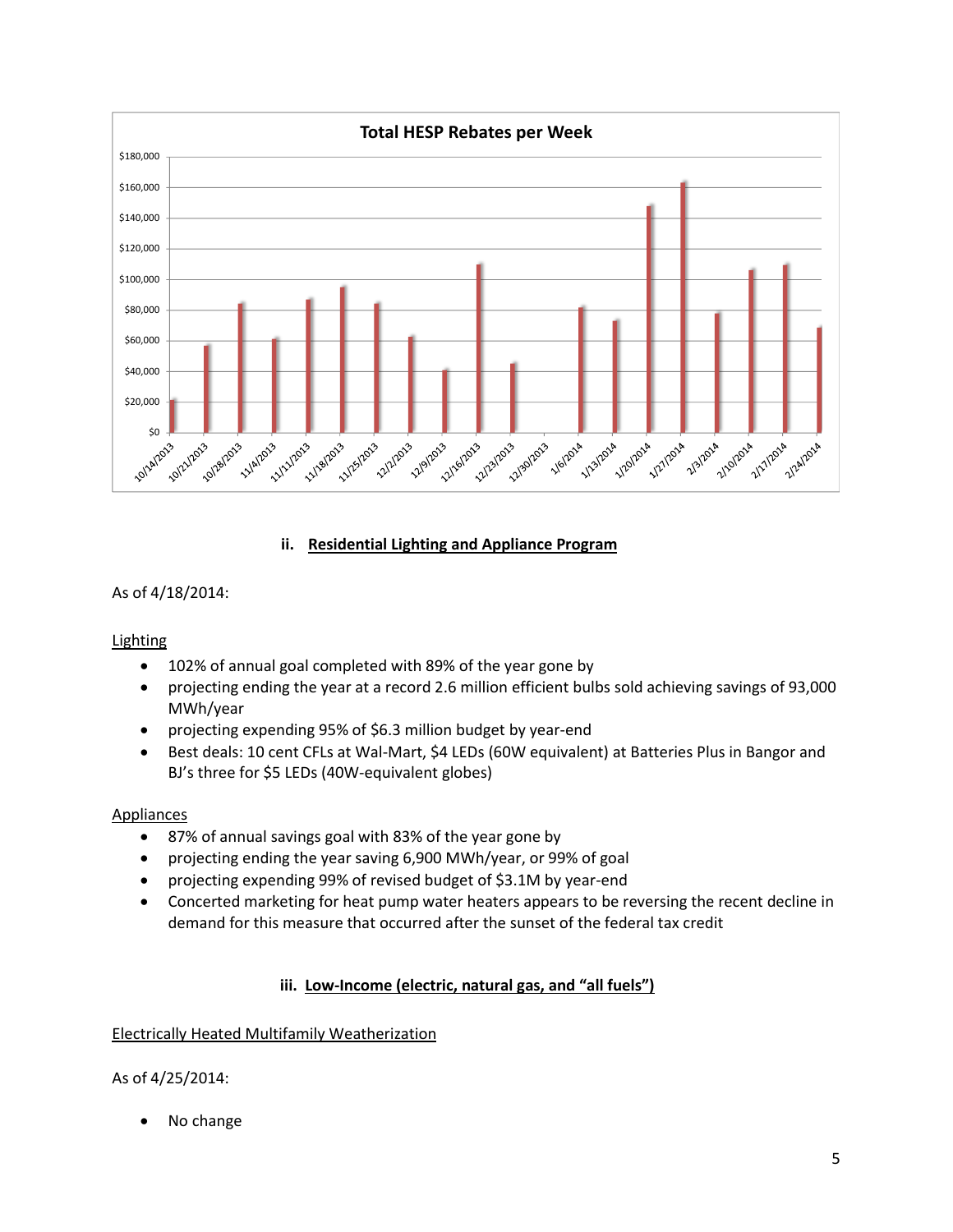**Total HESP Rebates per Week**

| Week | Rebates |
| --- | --- |
| 10/14/2013 | ~$21,000 |
| 10/21/2013 | ~$57,000 |
| 10/28/2013 | ~$84,000 |
| 11/4/2013 | ~$61,000 |
| 11/11/2013 | ~$87,000 |
| 11/18/2013 | ~$95,000 |
| 11/25/2013 | ~$84,000 |
| 12/2/2013 | ~$63,000 |
| 12/9/2013 | ~$41,000 |
| 12/16/2013 | ~$110,000 |
| 12/23/2013 | ~$45,000 |
| 12/30/2013 | $0 |
| 1/6/2014 | ~$82,000 |
| 1/13/2014 | ~$73,000 |
| 1/20/2014 | ~$148,000 |
| 1/27/2014 | ~$163,000 |
| 2/3/2014 | ~$78,000 |
| 2/10/2014 | ~$106,000 |
| 2/17/2014 | ~$110,000 |
| 2/24/2014 | ~$69,000 |

### ii. <u>Residential Lighting and Appliance Program</u>

As of 4/18/2014:

<u>Lighting</u>

- 102% of annual goal completed with 89% of the year gone by
- projecting ending the year at a record 2.6 million efficient bulbs sold achieving savings of 93,000 MWh/year
- projecting expending 95% of $6.3 million budget by year-end
- Best deals: 10 cent CFLs at Wal-Mart, $4 LEDs (60W equivalent) at Batteries Plus in Bangor and BJ's three for $5 LEDs (40W-equivalent globes)

<u>Appliances</u>

- 87% of annual savings goal with 83% of the year gone by
- projecting ending the year saving 6,900 MWh/year, or 99% of goal
- projecting expending 99% of revised budget of $3.1M by year-end
- Concerted marketing for heat pump water heaters appears to be reversing the recent decline in demand for this measure that occurred after the sunset of the federal tax credit

### iii. <u>Low-Income (electric, natural gas, and "all fuels")</u>

<u>Electrically Heated Multifamily Weatherization</u>

As of 4/25/2014:

- No change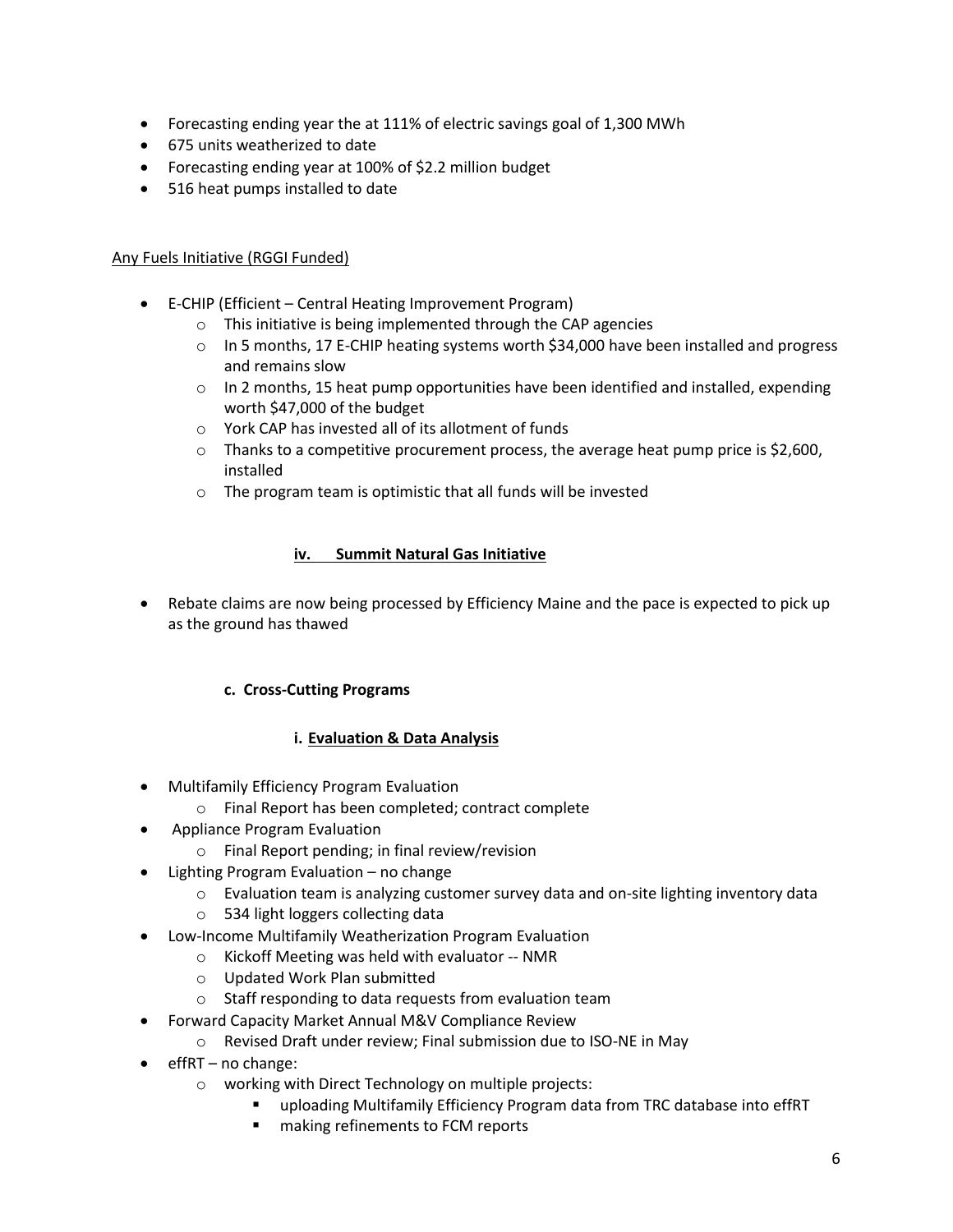- Forecasting ending year the at 111% of electric savings goal of 1,300 MWh
- 675 units weatherized to date
- Forecasting ending year at 100% of $2.2 million budget
- 516 heat pumps installed to date

Any Fuels Initiative (RGGI Funded)

- E-CHIP (Efficient – Central Heating Improvement Program)
  - This initiative is being implemented through the CAP agencies
  - In 5 months, 17 E-CHIP heating systems worth $34,000 have been installed and progress and remains slow
  - In 2 months, 15 heat pump opportunities have been identified and installed, expending worth $47,000 of the budget
  - York CAP has invested all of its allotment of funds
  - Thanks to a competitive procurement process, the average heat pump price is $2,600, installed
  - The program team is optimistic that all funds will be invested

#### iv. Summit Natural Gas Initiative

- Rebate claims are now being processed by Efficiency Maine and the pace is expected to pick up as the ground has thawed

### c. Cross-Cutting Programs

#### i. Evaluation & Data Analysis

- Multifamily Efficiency Program Evaluation
  - Final Report has been completed; contract complete
- Appliance Program Evaluation
  - Final Report pending; in final review/revision
- Lighting Program Evaluation – no change
  - Evaluation team is analyzing customer survey data and on-site lighting inventory data
  - 534 light loggers collecting data
- Low-Income Multifamily Weatherization Program Evaluation
  - Kickoff Meeting was held with evaluator -- NMR
  - Updated Work Plan submitted
  - Staff responding to data requests from evaluation team
- Forward Capacity Market Annual M&V Compliance Review
  - Revised Draft under review; Final submission due to ISO-NE in May
- effRT – no change:
  - working with Direct Technology on multiple projects:
    - uploading Multifamily Efficiency Program data from TRC database into effRT
    - making refinements to FCM reports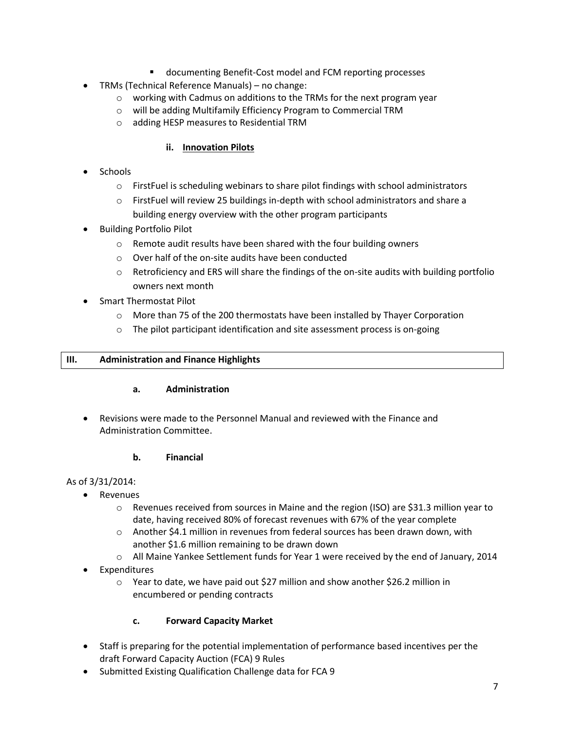- documenting Benefit-Cost model and FCM reporting processes
- TRMs (Technical Reference Manuals) – no change:
  - working with Cadmus on additions to the TRMs for the next program year
  - will be adding Multifamily Efficiency Program to Commercial TRM
  - adding HESP measures to Residential TRM

#### ii. Innovation Pilots

- Schools
  - FirstFuel is scheduling webinars to share pilot findings with school administrators
  - FirstFuel will review 25 buildings in-depth with school administrators and share a building energy overview with the other program participants
- Building Portfolio Pilot
  - Remote audit results have been shared with the four building owners
  - Over half of the on-site audits have been conducted
  - Retroficiency and ERS will share the findings of the on-site audits with building portfolio owners next month
- Smart Thermostat Pilot
  - More than 75 of the 200 thermostats have been installed by Thayer Corporation
  - The pilot participant identification and site assessment process is on-going

## III. Administration and Finance Highlights

### a. Administration

- Revisions were made to the Personnel Manual and reviewed with the Finance and Administration Committee.

### b. Financial

As of 3/31/2014:

- Revenues
  - Revenues received from sources in Maine and the region (ISO) are $31.3 million year to date, having received 80% of forecast revenues with 67% of the year complete
  - Another $4.1 million in revenues from federal sources has been drawn down, with another $1.6 million remaining to be drawn down
  - All Maine Yankee Settlement funds for Year 1 were received by the end of January, 2014
- Expenditures
  - Year to date, we have paid out $27 million and show another $26.2 million in encumbered or pending contracts

### c. Forward Capacity Market

- Staff is preparing for the potential implementation of performance based incentives per the draft Forward Capacity Auction (FCA) 9 Rules
- Submitted Existing Qualification Challenge data for FCA 9